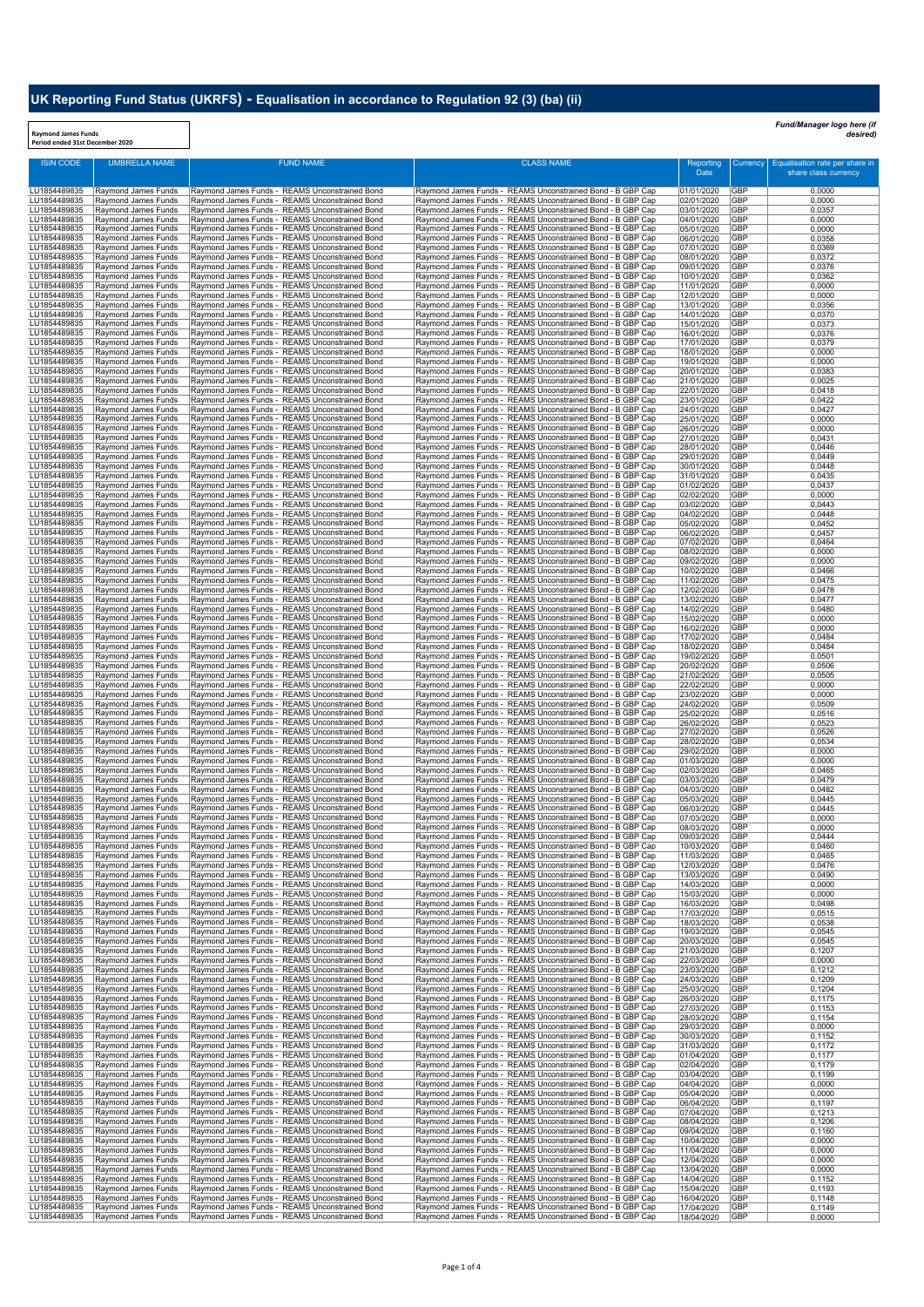# UK Reporting Fund Status (UKRFS) - Equalisation in accordance to Regulation 92 (3) (ba) (ii)

**Raymond James Funds**
**Period ended 31st December 2020**

*Fund/Manager logo here (if desired)*

| ISIN CODE | UMBRELLA NAME | FUND NAME | CLASS NAME | Reporting Date | Currency | Equalisation rate per share in share class currency |
|---|---|---|---|---|---|---|
| LU1854489835 | Raymond James Funds | Raymond James Funds - REAMS Unconstrained Bond | Raymond James Funds - REAMS Unconstrained Bond - B GBP Cap | 01/01/2020 | GBP | 0,0000 |
| LU1854489835 | Raymond James Funds | Raymond James Funds - REAMS Unconstrained Bond | Raymond James Funds - REAMS Unconstrained Bond - B GBP Cap | 02/01/2020 | GBP | 0,0000 |
| LU1854489835 | Raymond James Funds | Raymond James Funds - REAMS Unconstrained Bond | Raymond James Funds - REAMS Unconstrained Bond - B GBP Cap | 03/01/2020 | GBP | 0,0357 |
| LU1854489835 | Raymond James Funds | Raymond James Funds - REAMS Unconstrained Bond | Raymond James Funds - REAMS Unconstrained Bond - B GBP Cap | 04/01/2020 | GBP | 0,0000 |
| LU1854489835 | Raymond James Funds | Raymond James Funds - REAMS Unconstrained Bond | Raymond James Funds - REAMS Unconstrained Bond - B GBP Cap | 05/01/2020 | GBP | 0,0000 |
| LU1854489835 | Raymond James Funds | Raymond James Funds - REAMS Unconstrained Bond | Raymond James Funds - REAMS Unconstrained Bond - B GBP Cap | 06/01/2020 | GBP | 0,0358 |
| LU1854489835 | Raymond James Funds | Raymond James Funds - REAMS Unconstrained Bond | Raymond James Funds - REAMS Unconstrained Bond - B GBP Cap | 07/01/2020 | GBP | 0,0369 |
| LU1854489835 | Raymond James Funds | Raymond James Funds - REAMS Unconstrained Bond | Raymond James Funds - REAMS Unconstrained Bond - B GBP Cap | 08/01/2020 | GBP | 0,0372 |
| LU1854489835 | Raymond James Funds | Raymond James Funds - REAMS Unconstrained Bond | Raymond James Funds - REAMS Unconstrained Bond - B GBP Cap | 09/01/2020 | GBP | 0,0376 |
| LU1854489835 | Raymond James Funds | Raymond James Funds - REAMS Unconstrained Bond | Raymond James Funds - REAMS Unconstrained Bond - B GBP Cap | 10/01/2020 | GBP | 0,0362 |
| LU1854489835 | Raymond James Funds | Raymond James Funds - REAMS Unconstrained Bond | Raymond James Funds - REAMS Unconstrained Bond - B GBP Cap | 11/01/2020 | GBP | 0,0000 |
| LU1854489835 | Raymond James Funds | Raymond James Funds - REAMS Unconstrained Bond | Raymond James Funds - REAMS Unconstrained Bond - B GBP Cap | 12/01/2020 | GBP | 0,0000 |
| LU1854489835 | Raymond James Funds | Raymond James Funds - REAMS Unconstrained Bond | Raymond James Funds - REAMS Unconstrained Bond - B GBP Cap | 13/01/2020 | GBP | 0,0356 |
| LU1854489835 | Raymond James Funds | Raymond James Funds - REAMS Unconstrained Bond | Raymond James Funds - REAMS Unconstrained Bond - B GBP Cap | 14/01/2020 | GBP | 0,0370 |
| LU1854489835 | Raymond James Funds | Raymond James Funds - REAMS Unconstrained Bond | Raymond James Funds - REAMS Unconstrained Bond - B GBP Cap | 15/01/2020 | GBP | 0,0373 |
| LU1854489835 | Raymond James Funds | Raymond James Funds - REAMS Unconstrained Bond | Raymond James Funds - REAMS Unconstrained Bond - B GBP Cap | 16/01/2020 | GBP | 0,0376 |
| LU1854489835 | Raymond James Funds | Raymond James Funds - REAMS Unconstrained Bond | Raymond James Funds - REAMS Unconstrained Bond - B GBP Cap | 17/01/2020 | GBP | 0,0379 |
| LU1854489835 | Raymond James Funds | Raymond James Funds - REAMS Unconstrained Bond | Raymond James Funds - REAMS Unconstrained Bond - B GBP Cap | 18/01/2020 | GBP | 0,0000 |
| LU1854489835 | Raymond James Funds | Raymond James Funds - REAMS Unconstrained Bond | Raymond James Funds - REAMS Unconstrained Bond - B GBP Cap | 19/01/2020 | GBP | 0,0000 |
| LU1854489835 | Raymond James Funds | Raymond James Funds - REAMS Unconstrained Bond | Raymond James Funds - REAMS Unconstrained Bond - B GBP Cap | 20/01/2020 | GBP | 0,0383 |
| LU1854489835 | Raymond James Funds | Raymond James Funds - REAMS Unconstrained Bond | Raymond James Funds - REAMS Unconstrained Bond - B GBP Cap | 21/01/2020 | GBP | 0,0025 |
| LU1854489835 | Raymond James Funds | Raymond James Funds - REAMS Unconstrained Bond | Raymond James Funds - REAMS Unconstrained Bond - B GBP Cap | 22/01/2020 | GBP | 0,0418 |
| LU1854489835 | Raymond James Funds | Raymond James Funds - REAMS Unconstrained Bond | Raymond James Funds - REAMS Unconstrained Bond - B GBP Cap | 23/01/2020 | GBP | 0,0422 |
| LU1854489835 | Raymond James Funds | Raymond James Funds - REAMS Unconstrained Bond | Raymond James Funds - REAMS Unconstrained Bond - B GBP Cap | 24/01/2020 | GBP | 0,0427 |
| LU1854489835 | Raymond James Funds | Raymond James Funds - REAMS Unconstrained Bond | Raymond James Funds - REAMS Unconstrained Bond - B GBP Cap | 25/01/2020 | GBP | 0,0000 |
| LU1854489835 | Raymond James Funds | Raymond James Funds - REAMS Unconstrained Bond | Raymond James Funds - REAMS Unconstrained Bond - B GBP Cap | 26/01/2020 | GBP | 0,0000 |
| LU1854489835 | Raymond James Funds | Raymond James Funds - REAMS Unconstrained Bond | Raymond James Funds - REAMS Unconstrained Bond - B GBP Cap | 27/01/2020 | GBP | 0,0431 |
| LU1854489835 | Raymond James Funds | Raymond James Funds - REAMS Unconstrained Bond | Raymond James Funds - REAMS Unconstrained Bond - B GBP Cap | 28/01/2020 | GBP | 0,0446 |
| LU1854489835 | Raymond James Funds | Raymond James Funds - REAMS Unconstrained Bond | Raymond James Funds - REAMS Unconstrained Bond - B GBP Cap | 29/01/2020 | GBP | 0,0449 |
| LU1854489835 | Raymond James Funds | Raymond James Funds - REAMS Unconstrained Bond | Raymond James Funds - REAMS Unconstrained Bond - B GBP Cap | 30/01/2020 | GBP | 0,0448 |
| LU1854489835 | Raymond James Funds | Raymond James Funds - REAMS Unconstrained Bond | Raymond James Funds - REAMS Unconstrained Bond - B GBP Cap | 31/01/2020 | GBP | 0,0435 |
| LU1854489835 | Raymond James Funds | Raymond James Funds - REAMS Unconstrained Bond | Raymond James Funds - REAMS Unconstrained Bond - B GBP Cap | 01/02/2020 | GBP | 0,0437 |
| LU1854489835 | Raymond James Funds | Raymond James Funds - REAMS Unconstrained Bond | Raymond James Funds - REAMS Unconstrained Bond - B GBP Cap | 02/02/2020 | GBP | 0,0000 |
| LU1854489835 | Raymond James Funds | Raymond James Funds - REAMS Unconstrained Bond | Raymond James Funds - REAMS Unconstrained Bond - B GBP Cap | 03/02/2020 | GBP | 0,0443 |
| LU1854489835 | Raymond James Funds | Raymond James Funds - REAMS Unconstrained Bond | Raymond James Funds - REAMS Unconstrained Bond - B GBP Cap | 04/02/2020 | GBP | 0,0448 |
| LU1854489835 | Raymond James Funds | Raymond James Funds - REAMS Unconstrained Bond | Raymond James Funds - REAMS Unconstrained Bond - B GBP Cap | 05/02/2020 | GBP | 0,0452 |
| LU1854489835 | Raymond James Funds | Raymond James Funds - REAMS Unconstrained Bond | Raymond James Funds - REAMS Unconstrained Bond - B GBP Cap | 06/02/2020 | GBP | 0,0457 |
| LU1854489835 | Raymond James Funds | Raymond James Funds - REAMS Unconstrained Bond | Raymond James Funds - REAMS Unconstrained Bond - B GBP Cap | 07/02/2020 | GBP | 0,0464 |
| LU1854489835 | Raymond James Funds | Raymond James Funds - REAMS Unconstrained Bond | Raymond James Funds - REAMS Unconstrained Bond - B GBP Cap | 08/02/2020 | GBP | 0,0000 |
| LU1854489835 | Raymond James Funds | Raymond James Funds - REAMS Unconstrained Bond | Raymond James Funds - REAMS Unconstrained Bond - B GBP Cap | 09/02/2020 | GBP | 0,0000 |
| LU1854489835 | Raymond James Funds | Raymond James Funds - REAMS Unconstrained Bond | Raymond James Funds - REAMS Unconstrained Bond - B GBP Cap | 10/02/2020 | GBP | 0,0466 |
| LU1854489835 | Raymond James Funds | Raymond James Funds - REAMS Unconstrained Bond | Raymond James Funds - REAMS Unconstrained Bond - B GBP Cap | 11/02/2020 | GBP | 0,0475 |
| LU1854489835 | Raymond James Funds | Raymond James Funds - REAMS Unconstrained Bond | Raymond James Funds - REAMS Unconstrained Bond - B GBP Cap | 12/02/2020 | GBP | 0,0478 |
| LU1854489835 | Raymond James Funds | Raymond James Funds - REAMS Unconstrained Bond | Raymond James Funds - REAMS Unconstrained Bond - B GBP Cap | 13/02/2020 | GBP | 0,0477 |
| LU1854489835 | Raymond James Funds | Raymond James Funds - REAMS Unconstrained Bond | Raymond James Funds - REAMS Unconstrained Bond - B GBP Cap | 14/02/2020 | GBP | 0,0480 |
| LU1854489835 | Raymond James Funds | Raymond James Funds - REAMS Unconstrained Bond | Raymond James Funds - REAMS Unconstrained Bond - B GBP Cap | 15/02/2020 | GBP | 0,0000 |
| LU1854489835 | Raymond James Funds | Raymond James Funds - REAMS Unconstrained Bond | Raymond James Funds - REAMS Unconstrained Bond - B GBP Cap | 16/02/2020 | GBP | 0,0000 |
| LU1854489835 | Raymond James Funds | Raymond James Funds - REAMS Unconstrained Bond | Raymond James Funds - REAMS Unconstrained Bond - B GBP Cap | 17/02/2020 | GBP | 0,0484 |
| LU1854489835 | Raymond James Funds | Raymond James Funds - REAMS Unconstrained Bond | Raymond James Funds - REAMS Unconstrained Bond - B GBP Cap | 18/02/2020 | GBP | 0,0484 |
| LU1854489835 | Raymond James Funds | Raymond James Funds - REAMS Unconstrained Bond | Raymond James Funds - REAMS Unconstrained Bond - B GBP Cap | 19/02/2020 | GBP | 0,0501 |
| LU1854489835 | Raymond James Funds | Raymond James Funds - REAMS Unconstrained Bond | Raymond James Funds - REAMS Unconstrained Bond - B GBP Cap | 20/02/2020 | GBP | 0,0506 |
| LU1854489835 | Raymond James Funds | Raymond James Funds - REAMS Unconstrained Bond | Raymond James Funds - REAMS Unconstrained Bond - B GBP Cap | 21/02/2020 | GBP | 0,0505 |
| LU1854489835 | Raymond James Funds | Raymond James Funds - REAMS Unconstrained Bond | Raymond James Funds - REAMS Unconstrained Bond - B GBP Cap | 22/02/2020 | GBP | 0,0000 |
| LU1854489835 | Raymond James Funds | Raymond James Funds - REAMS Unconstrained Bond | Raymond James Funds - REAMS Unconstrained Bond - B GBP Cap | 23/02/2020 | GBP | 0,0000 |
| LU1854489835 | Raymond James Funds | Raymond James Funds - REAMS Unconstrained Bond | Raymond James Funds - REAMS Unconstrained Bond - B GBP Cap | 24/02/2020 | GBP | 0,0509 |
| LU1854489835 | Raymond James Funds | Raymond James Funds - REAMS Unconstrained Bond | Raymond James Funds - REAMS Unconstrained Bond - B GBP Cap | 25/02/2020 | GBP | 0,0516 |
| LU1854489835 | Raymond James Funds | Raymond James Funds - REAMS Unconstrained Bond | Raymond James Funds - REAMS Unconstrained Bond - B GBP Cap | 26/02/2020 | GBP | 0,0523 |
| LU1854489835 | Raymond James Funds | Raymond James Funds - REAMS Unconstrained Bond | Raymond James Funds - REAMS Unconstrained Bond - B GBP Cap | 27/02/2020 | GBP | 0,0526 |
| LU1854489835 | Raymond James Funds | Raymond James Funds - REAMS Unconstrained Bond | Raymond James Funds - REAMS Unconstrained Bond - B GBP Cap | 28/02/2020 | GBP | 0,0534 |
| LU1854489835 | Raymond James Funds | Raymond James Funds - REAMS Unconstrained Bond | Raymond James Funds - REAMS Unconstrained Bond - B GBP Cap | 29/02/2020 | GBP | 0,0000 |
| LU1854489835 | Raymond James Funds | Raymond James Funds - REAMS Unconstrained Bond | Raymond James Funds - REAMS Unconstrained Bond - B GBP Cap | 01/03/2020 | GBP | 0,0000 |
| LU1854489835 | Raymond James Funds | Raymond James Funds - REAMS Unconstrained Bond | Raymond James Funds - REAMS Unconstrained Bond - B GBP Cap | 02/03/2020 | GBP | 0,0465 |
| LU1854489835 | Raymond James Funds | Raymond James Funds - REAMS Unconstrained Bond | Raymond James Funds - REAMS Unconstrained Bond - B GBP Cap | 03/03/2020 | GBP | 0,0479 |
| LU1854489835 | Raymond James Funds | Raymond James Funds - REAMS Unconstrained Bond | Raymond James Funds - REAMS Unconstrained Bond - B GBP Cap | 04/03/2020 | GBP | 0,0482 |
| LU1854489835 | Raymond James Funds | Raymond James Funds - REAMS Unconstrained Bond | Raymond James Funds - REAMS Unconstrained Bond - B GBP Cap | 05/03/2020 | GBP | 0,0445 |
| LU1854489835 | Raymond James Funds | Raymond James Funds - REAMS Unconstrained Bond | Raymond James Funds - REAMS Unconstrained Bond - B GBP Cap | 06/03/2020 | GBP | 0,0445 |
| LU1854489835 | Raymond James Funds | Raymond James Funds - REAMS Unconstrained Bond | Raymond James Funds - REAMS Unconstrained Bond - B GBP Cap | 07/03/2020 | GBP | 0,0000 |
| LU1854489835 | Raymond James Funds | Raymond James Funds - REAMS Unconstrained Bond | Raymond James Funds - REAMS Unconstrained Bond - B GBP Cap | 08/03/2020 | GBP | 0,0000 |
| LU1854489835 | Raymond James Funds | Raymond James Funds - REAMS Unconstrained Bond | Raymond James Funds - REAMS Unconstrained Bond - B GBP Cap | 09/03/2020 | GBP | 0,0444 |
| LU1854489835 | Raymond James Funds | Raymond James Funds - REAMS Unconstrained Bond | Raymond James Funds - REAMS Unconstrained Bond - B GBP Cap | 10/03/2020 | GBP | 0,0460 |
| LU1854489835 | Raymond James Funds | Raymond James Funds - REAMS Unconstrained Bond | Raymond James Funds - REAMS Unconstrained Bond - B GBP Cap | 11/03/2020 | GBP | 0,0465 |
| LU1854489835 | Raymond James Funds | Raymond James Funds - REAMS Unconstrained Bond | Raymond James Funds - REAMS Unconstrained Bond - B GBP Cap | 12/03/2020 | GBP | 0,0476 |
| LU1854489835 | Raymond James Funds | Raymond James Funds - REAMS Unconstrained Bond | Raymond James Funds - REAMS Unconstrained Bond - B GBP Cap | 13/03/2020 | GBP | 0,0490 |
| LU1854489835 | Raymond James Funds | Raymond James Funds - REAMS Unconstrained Bond | Raymond James Funds - REAMS Unconstrained Bond - B GBP Cap | 14/03/2020 | GBP | 0,0000 |
| LU1854489835 | Raymond James Funds | Raymond James Funds - REAMS Unconstrained Bond | Raymond James Funds - REAMS Unconstrained Bond - B GBP Cap | 15/03/2020 | GBP | 0,0000 |
| LU1854489835 | Raymond James Funds | Raymond James Funds - REAMS Unconstrained Bond | Raymond James Funds - REAMS Unconstrained Bond - B GBP Cap | 16/03/2020 | GBP | 0,0498 |
| LU1854489835 | Raymond James Funds | Raymond James Funds - REAMS Unconstrained Bond | Raymond James Funds - REAMS Unconstrained Bond - B GBP Cap | 17/03/2020 | GBP | 0,0515 |
| LU1854489835 | Raymond James Funds | Raymond James Funds - REAMS Unconstrained Bond | Raymond James Funds - REAMS Unconstrained Bond - B GBP Cap | 18/03/2020 | GBP | 0,0538 |
| LU1854489835 | Raymond James Funds | Raymond James Funds - REAMS Unconstrained Bond | Raymond James Funds - REAMS Unconstrained Bond - B GBP Cap | 19/03/2020 | GBP | 0,0545 |
| LU1854489835 | Raymond James Funds | Raymond James Funds - REAMS Unconstrained Bond | Raymond James Funds - REAMS Unconstrained Bond - B GBP Cap | 20/03/2020 | GBP | 0,0545 |
| LU1854489835 | Raymond James Funds | Raymond James Funds - REAMS Unconstrained Bond | Raymond James Funds - REAMS Unconstrained Bond - B GBP Cap | 21/03/2020 | GBP | 0,1207 |
| LU1854489835 | Raymond James Funds | Raymond James Funds - REAMS Unconstrained Bond | Raymond James Funds - REAMS Unconstrained Bond - B GBP Cap | 22/03/2020 | GBP | 0,0000 |
| LU1854489835 | Raymond James Funds | Raymond James Funds - REAMS Unconstrained Bond | Raymond James Funds - REAMS Unconstrained Bond - B GBP Cap | 23/03/2020 | GBP | 0,1212 |
| LU1854489835 | Raymond James Funds | Raymond James Funds - REAMS Unconstrained Bond | Raymond James Funds - REAMS Unconstrained Bond - B GBP Cap | 24/03/2020 | GBP | 0,1209 |
| LU1854489835 | Raymond James Funds | Raymond James Funds - REAMS Unconstrained Bond | Raymond James Funds - REAMS Unconstrained Bond - B GBP Cap | 25/03/2020 | GBP | 0,1204 |
| LU1854489835 | Raymond James Funds | Raymond James Funds - REAMS Unconstrained Bond | Raymond James Funds - REAMS Unconstrained Bond - B GBP Cap | 26/03/2020 | GBP | 0,1175 |
| LU1854489835 | Raymond James Funds | Raymond James Funds - REAMS Unconstrained Bond | Raymond James Funds - REAMS Unconstrained Bond - B GBP Cap | 27/03/2020 | GBP | 0,1153 |
| LU1854489835 | Raymond James Funds | Raymond James Funds - REAMS Unconstrained Bond | Raymond James Funds - REAMS Unconstrained Bond - B GBP Cap | 28/03/2020 | GBP | 0,1154 |
| LU1854489835 | Raymond James Funds | Raymond James Funds - REAMS Unconstrained Bond | Raymond James Funds - REAMS Unconstrained Bond - B GBP Cap | 29/03/2020 | GBP | 0,0000 |
| LU1854489835 | Raymond James Funds | Raymond James Funds - REAMS Unconstrained Bond | Raymond James Funds - REAMS Unconstrained Bond - B GBP Cap | 30/03/2020 | GBP | 0,1152 |
| LU1854489835 | Raymond James Funds | Raymond James Funds - REAMS Unconstrained Bond | Raymond James Funds - REAMS Unconstrained Bond - B GBP Cap | 31/03/2020 | GBP | 0,1172 |
| LU1854489835 | Raymond James Funds | Raymond James Funds - REAMS Unconstrained Bond | Raymond James Funds - REAMS Unconstrained Bond - B GBP Cap | 01/04/2020 | GBP | 0,1177 |
| LU1854489835 | Raymond James Funds | Raymond James Funds - REAMS Unconstrained Bond | Raymond James Funds - REAMS Unconstrained Bond - B GBP Cap | 02/04/2020 | GBP | 0,1179 |
| LU1854489835 | Raymond James Funds | Raymond James Funds - REAMS Unconstrained Bond | Raymond James Funds - REAMS Unconstrained Bond - B GBP Cap | 03/04/2020 | GBP | 0,1199 |
| LU1854489835 | Raymond James Funds | Raymond James Funds - REAMS Unconstrained Bond | Raymond James Funds - REAMS Unconstrained Bond - B GBP Cap | 04/04/2020 | GBP | 0,0000 |
| LU1854489835 | Raymond James Funds | Raymond James Funds - REAMS Unconstrained Bond | Raymond James Funds - REAMS Unconstrained Bond - B GBP Cap | 05/04/2020 | GBP | 0,0000 |
| LU1854489835 | Raymond James Funds | Raymond James Funds - REAMS Unconstrained Bond | Raymond James Funds - REAMS Unconstrained Bond - B GBP Cap | 06/04/2020 | GBP | 0,1197 |
| LU1854489835 | Raymond James Funds | Raymond James Funds - REAMS Unconstrained Bond | Raymond James Funds - REAMS Unconstrained Bond - B GBP Cap | 07/04/2020 | GBP | 0,1213 |
| LU1854489835 | Raymond James Funds | Raymond James Funds - REAMS Unconstrained Bond | Raymond James Funds - REAMS Unconstrained Bond - B GBP Cap | 08/04/2020 | GBP | 0,1206 |
| LU1854489835 | Raymond James Funds | Raymond James Funds - REAMS Unconstrained Bond | Raymond James Funds - REAMS Unconstrained Bond - B GBP Cap | 09/04/2020 | GBP | 0,1160 |
| LU1854489835 | Raymond James Funds | Raymond James Funds - REAMS Unconstrained Bond | Raymond James Funds - REAMS Unconstrained Bond - B GBP Cap | 10/04/2020 | GBP | 0,0000 |
| LU1854489835 | Raymond James Funds | Raymond James Funds - REAMS Unconstrained Bond | Raymond James Funds - REAMS Unconstrained Bond - B GBP Cap | 11/04/2020 | GBP | 0,0000 |
| LU1854489835 | Raymond James Funds | Raymond James Funds - REAMS Unconstrained Bond | Raymond James Funds - REAMS Unconstrained Bond - B GBP Cap | 12/04/2020 | GBP | 0,0000 |
| LU1854489835 | Raymond James Funds | Raymond James Funds - REAMS Unconstrained Bond | Raymond James Funds - REAMS Unconstrained Bond - B GBP Cap | 13/04/2020 | GBP | 0,0000 |
| LU1854489835 | Raymond James Funds | Raymond James Funds - REAMS Unconstrained Bond | Raymond James Funds - REAMS Unconstrained Bond - B GBP Cap | 14/04/2020 | GBP | 0,1152 |
| LU1854489835 | Raymond James Funds | Raymond James Funds - REAMS Unconstrained Bond | Raymond James Funds - REAMS Unconstrained Bond - B GBP Cap | 15/04/2020 | GBP | 0,1193 |
| LU1854489835 | Raymond James Funds | Raymond James Funds - REAMS Unconstrained Bond | Raymond James Funds - REAMS Unconstrained Bond - B GBP Cap | 16/04/2020 | GBP | 0,1148 |
| LU1854489835 | Raymond James Funds | Raymond James Funds - REAMS Unconstrained Bond | Raymond James Funds - REAMS Unconstrained Bond - B GBP Cap | 17/04/2020 | GBP | 0,1149 |
| LU1854489835 | Raymond James Funds | Raymond James Funds - REAMS Unconstrained Bond | Raymond James Funds - REAMS Unconstrained Bond - B GBP Cap | 18/04/2020 | GBP | 0,0000 |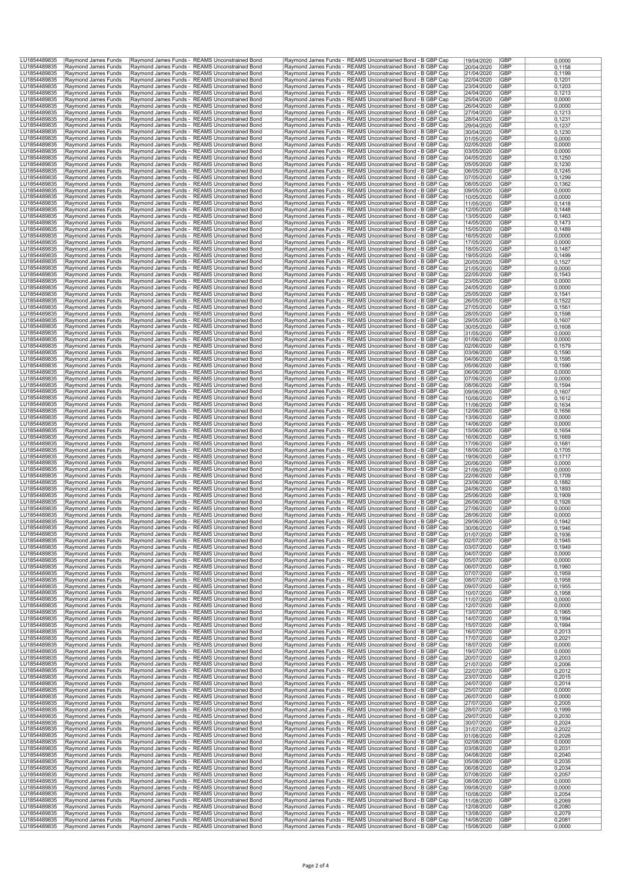| | | | | | | |
|---|---|---|---|---|---|---|
| LU1854489835 | Raymond James Funds | Raymond James Funds - REAMS Unconstrained Bond | Raymond James Funds - REAMS Unconstrained Bond - B GBP Cap | 19/04/2020 | GBP | 0,0000 |
| LU1854489835 | Raymond James Funds | Raymond James Funds - REAMS Unconstrained Bond | Raymond James Funds - REAMS Unconstrained Bond - B GBP Cap | 20/04/2020 | GBP | 0,1158 |
| LU1854489835 | Raymond James Funds | Raymond James Funds - REAMS Unconstrained Bond | Raymond James Funds - REAMS Unconstrained Bond - B GBP Cap | 21/04/2020 | GBP | 0,1199 |
| LU1854489835 | Raymond James Funds | Raymond James Funds - REAMS Unconstrained Bond | Raymond James Funds - REAMS Unconstrained Bond - B GBP Cap | 22/04/2020 | GBP | 0,1201 |
| LU1854489835 | Raymond James Funds | Raymond James Funds - REAMS Unconstrained Bond | Raymond James Funds - REAMS Unconstrained Bond - B GBP Cap | 23/04/2020 | GBP | 0,1203 |
| LU1854489835 | Raymond James Funds | Raymond James Funds - REAMS Unconstrained Bond | Raymond James Funds - REAMS Unconstrained Bond - B GBP Cap | 24/04/2020 | GBP | 0,1213 |
| LU1854489835 | Raymond James Funds | Raymond James Funds - REAMS Unconstrained Bond | Raymond James Funds - REAMS Unconstrained Bond - B GBP Cap | 25/04/2020 | GBP | 0,0000 |
| LU1854489835 | Raymond James Funds | Raymond James Funds - REAMS Unconstrained Bond | Raymond James Funds - REAMS Unconstrained Bond - B GBP Cap | 26/04/2020 | GBP | 0,0000 |
| LU1854489835 | Raymond James Funds | Raymond James Funds - REAMS Unconstrained Bond | Raymond James Funds - REAMS Unconstrained Bond - B GBP Cap | 27/04/2020 | GBP | 0,1213 |
| LU1854489835 | Raymond James Funds | Raymond James Funds - REAMS Unconstrained Bond | Raymond James Funds - REAMS Unconstrained Bond - B GBP Cap | 28/04/2020 | GBP | 0,1231 |
| LU1854489835 | Raymond James Funds | Raymond James Funds - REAMS Unconstrained Bond | Raymond James Funds - REAMS Unconstrained Bond - B GBP Cap | 29/04/2020 | GBP | 0,1237 |
| LU1854489835 | Raymond James Funds | Raymond James Funds - REAMS Unconstrained Bond | Raymond James Funds - REAMS Unconstrained Bond - B GBP Cap | 30/04/2020 | GBP | 0,1230 |
| LU1854489835 | Raymond James Funds | Raymond James Funds - REAMS Unconstrained Bond | Raymond James Funds - REAMS Unconstrained Bond - B GBP Cap | 01/05/2020 | GBP | 0,0000 |
| LU1854489835 | Raymond James Funds | Raymond James Funds - REAMS Unconstrained Bond | Raymond James Funds - REAMS Unconstrained Bond - B GBP Cap | 02/05/2020 | GBP | 0,0000 |
| LU1854489835 | Raymond James Funds | Raymond James Funds - REAMS Unconstrained Bond | Raymond James Funds - REAMS Unconstrained Bond - B GBP Cap | 03/05/2020 | GBP | 0,0000 |
| LU1854489835 | Raymond James Funds | Raymond James Funds - REAMS Unconstrained Bond | Raymond James Funds - REAMS Unconstrained Bond - B GBP Cap | 04/05/2020 | GBP | 0,1250 |
| LU1854489835 | Raymond James Funds | Raymond James Funds - REAMS Unconstrained Bond | Raymond James Funds - REAMS Unconstrained Bond - B GBP Cap | 05/05/2020 | GBP | 0,1230 |
| LU1854489835 | Raymond James Funds | Raymond James Funds - REAMS Unconstrained Bond | Raymond James Funds - REAMS Unconstrained Bond - B GBP Cap | 06/05/2020 | GBP | 0,1245 |
| LU1854489835 | Raymond James Funds | Raymond James Funds - REAMS Unconstrained Bond | Raymond James Funds - REAMS Unconstrained Bond - B GBP Cap | 07/05/2020 | GBP | 0,1299 |
| LU1854489835 | Raymond James Funds | Raymond James Funds - REAMS Unconstrained Bond | Raymond James Funds - REAMS Unconstrained Bond - B GBP Cap | 08/05/2020 | GBP | 0,1362 |
| LU1854489835 | Raymond James Funds | Raymond James Funds - REAMS Unconstrained Bond | Raymond James Funds - REAMS Unconstrained Bond - B GBP Cap | 09/05/2020 | GBP | 0,0000 |
| LU1854489835 | Raymond James Funds | Raymond James Funds - REAMS Unconstrained Bond | Raymond James Funds - REAMS Unconstrained Bond - B GBP Cap | 10/05/2020 | GBP | 0,0000 |
| LU1854489835 | Raymond James Funds | Raymond James Funds - REAMS Unconstrained Bond | Raymond James Funds - REAMS Unconstrained Bond - B GBP Cap | 11/05/2020 | GBP | 0,1418 |
| LU1854489835 | Raymond James Funds | Raymond James Funds - REAMS Unconstrained Bond | Raymond James Funds - REAMS Unconstrained Bond - B GBP Cap | 12/05/2020 | GBP | 0,1448 |
| LU1854489835 | Raymond James Funds | Raymond James Funds - REAMS Unconstrained Bond | Raymond James Funds - REAMS Unconstrained Bond - B GBP Cap | 13/05/2020 | GBP | 0,1463 |
| LU1854489835 | Raymond James Funds | Raymond James Funds - REAMS Unconstrained Bond | Raymond James Funds - REAMS Unconstrained Bond - B GBP Cap | 14/05/2020 | GBP | 0,1473 |
| LU1854489835 | Raymond James Funds | Raymond James Funds - REAMS Unconstrained Bond | Raymond James Funds - REAMS Unconstrained Bond - B GBP Cap | 15/05/2020 | GBP | 0,1489 |
| LU1854489835 | Raymond James Funds | Raymond James Funds - REAMS Unconstrained Bond | Raymond James Funds - REAMS Unconstrained Bond - B GBP Cap | 16/05/2020 | GBP | 0,0000 |
| LU1854489835 | Raymond James Funds | Raymond James Funds - REAMS Unconstrained Bond | Raymond James Funds - REAMS Unconstrained Bond - B GBP Cap | 17/05/2020 | GBP | 0,0000 |
| LU1854489835 | Raymond James Funds | Raymond James Funds - REAMS Unconstrained Bond | Raymond James Funds - REAMS Unconstrained Bond - B GBP Cap | 18/05/2020 | GBP | 0,1487 |
| LU1854489835 | Raymond James Funds | Raymond James Funds - REAMS Unconstrained Bond | Raymond James Funds - REAMS Unconstrained Bond - B GBP Cap | 19/05/2020 | GBP | 0,1499 |
| LU1854489835 | Raymond James Funds | Raymond James Funds - REAMS Unconstrained Bond | Raymond James Funds - REAMS Unconstrained Bond - B GBP Cap | 20/05/2020 | GBP | 0,1527 |
| LU1854489835 | Raymond James Funds | Raymond James Funds - REAMS Unconstrained Bond | Raymond James Funds - REAMS Unconstrained Bond - B GBP Cap | 21/05/2020 | GBP | 0,0000 |
| LU1854489835 | Raymond James Funds | Raymond James Funds - REAMS Unconstrained Bond | Raymond James Funds - REAMS Unconstrained Bond - B GBP Cap | 22/05/2020 | GBP | 0,1543 |
| LU1854489835 | Raymond James Funds | Raymond James Funds - REAMS Unconstrained Bond | Raymond James Funds - REAMS Unconstrained Bond - B GBP Cap | 23/05/2020 | GBP | 0,0000 |
| LU1854489835 | Raymond James Funds | Raymond James Funds - REAMS Unconstrained Bond | Raymond James Funds - REAMS Unconstrained Bond - B GBP Cap | 24/05/2020 | GBP | 0,0000 |
| LU1854489835 | Raymond James Funds | Raymond James Funds - REAMS Unconstrained Bond | Raymond James Funds - REAMS Unconstrained Bond - B GBP Cap | 25/05/2020 | GBP | 0,1541 |
| LU1854489835 | Raymond James Funds | Raymond James Funds - REAMS Unconstrained Bond | Raymond James Funds - REAMS Unconstrained Bond - B GBP Cap | 26/05/2020 | GBP | 0,1522 |
| LU1854489835 | Raymond James Funds | Raymond James Funds - REAMS Unconstrained Bond | Raymond James Funds - REAMS Unconstrained Bond - B GBP Cap | 27/05/2020 | GBP | 0,1561 |
| LU1854489835 | Raymond James Funds | Raymond James Funds - REAMS Unconstrained Bond | Raymond James Funds - REAMS Unconstrained Bond - B GBP Cap | 28/05/2020 | GBP | 0,1598 |
| LU1854489835 | Raymond James Funds | Raymond James Funds - REAMS Unconstrained Bond | Raymond James Funds - REAMS Unconstrained Bond - B GBP Cap | 29/05/2020 | GBP | 0,1607 |
| LU1854489835 | Raymond James Funds | Raymond James Funds - REAMS Unconstrained Bond | Raymond James Funds - REAMS Unconstrained Bond - B GBP Cap | 30/05/2020 | GBP | 0,1608 |
| LU1854489835 | Raymond James Funds | Raymond James Funds - REAMS Unconstrained Bond | Raymond James Funds - REAMS Unconstrained Bond - B GBP Cap | 31/05/2020 | GBP | 0,0000 |
| LU1854489835 | Raymond James Funds | Raymond James Funds - REAMS Unconstrained Bond | Raymond James Funds - REAMS Unconstrained Bond - B GBP Cap | 01/06/2020 | GBP | 0,0000 |
| LU1854489835 | Raymond James Funds | Raymond James Funds - REAMS Unconstrained Bond | Raymond James Funds - REAMS Unconstrained Bond - B GBP Cap | 02/06/2020 | GBP | 0,1579 |
| LU1854489835 | Raymond James Funds | Raymond James Funds - REAMS Unconstrained Bond | Raymond James Funds - REAMS Unconstrained Bond - B GBP Cap | 03/06/2020 | GBP | 0,1590 |
| LU1854489835 | Raymond James Funds | Raymond James Funds - REAMS Unconstrained Bond | Raymond James Funds - REAMS Unconstrained Bond - B GBP Cap | 04/06/2020 | GBP | 0,1595 |
| LU1854489835 | Raymond James Funds | Raymond James Funds - REAMS Unconstrained Bond | Raymond James Funds - REAMS Unconstrained Bond - B GBP Cap | 05/06/2020 | GBP | 0,1590 |
| LU1854489835 | Raymond James Funds | Raymond James Funds - REAMS Unconstrained Bond | Raymond James Funds - REAMS Unconstrained Bond - B GBP Cap | 06/06/2020 | GBP | 0,0000 |
| LU1854489835 | Raymond James Funds | Raymond James Funds - REAMS Unconstrained Bond | Raymond James Funds - REAMS Unconstrained Bond - B GBP Cap | 07/06/2020 | GBP | 0,0000 |
| LU1854489835 | Raymond James Funds | Raymond James Funds - REAMS Unconstrained Bond | Raymond James Funds - REAMS Unconstrained Bond - B GBP Cap | 08/06/2020 | GBP | 0,1594 |
| LU1854489835 | Raymond James Funds | Raymond James Funds - REAMS Unconstrained Bond | Raymond James Funds - REAMS Unconstrained Bond - B GBP Cap | 09/06/2020 | GBP | 0,1607 |
| LU1854489835 | Raymond James Funds | Raymond James Funds - REAMS Unconstrained Bond | Raymond James Funds - REAMS Unconstrained Bond - B GBP Cap | 10/06/2020 | GBP | 0,1612 |
| LU1854489835 | Raymond James Funds | Raymond James Funds - REAMS Unconstrained Bond | Raymond James Funds - REAMS Unconstrained Bond - B GBP Cap | 11/06/2020 | GBP | 0,1634 |
| LU1854489835 | Raymond James Funds | Raymond James Funds - REAMS Unconstrained Bond | Raymond James Funds - REAMS Unconstrained Bond - B GBP Cap | 12/06/2020 | GBP | 0,1656 |
| LU1854489835 | Raymond James Funds | Raymond James Funds - REAMS Unconstrained Bond | Raymond James Funds - REAMS Unconstrained Bond - B GBP Cap | 13/06/2020 | GBP | 0,0000 |
| LU1854489835 | Raymond James Funds | Raymond James Funds - REAMS Unconstrained Bond | Raymond James Funds - REAMS Unconstrained Bond - B GBP Cap | 14/06/2020 | GBP | 0,0000 |
| LU1854489835 | Raymond James Funds | Raymond James Funds - REAMS Unconstrained Bond | Raymond James Funds - REAMS Unconstrained Bond - B GBP Cap | 15/06/2020 | GBP | 0,1654 |
| LU1854489835 | Raymond James Funds | Raymond James Funds - REAMS Unconstrained Bond | Raymond James Funds - REAMS Unconstrained Bond - B GBP Cap | 16/06/2020 | GBP | 0,1669 |
| LU1854489835 | Raymond James Funds | Raymond James Funds - REAMS Unconstrained Bond | Raymond James Funds - REAMS Unconstrained Bond - B GBP Cap | 17/06/2020 | GBP | 0,1681 |
| LU1854489835 | Raymond James Funds | Raymond James Funds - REAMS Unconstrained Bond | Raymond James Funds - REAMS Unconstrained Bond - B GBP Cap | 18/06/2020 | GBP | 0,1705 |
| LU1854489835 | Raymond James Funds | Raymond James Funds - REAMS Unconstrained Bond | Raymond James Funds - REAMS Unconstrained Bond - B GBP Cap | 19/06/2020 | GBP | 0,1717 |
| LU1854489835 | Raymond James Funds | Raymond James Funds - REAMS Unconstrained Bond | Raymond James Funds - REAMS Unconstrained Bond - B GBP Cap | 20/06/2020 | GBP | 0,0000 |
| LU1854489835 | Raymond James Funds | Raymond James Funds - REAMS Unconstrained Bond | Raymond James Funds - REAMS Unconstrained Bond - B GBP Cap | 21/06/2020 | GBP | 0,0000 |
| LU1854489835 | Raymond James Funds | Raymond James Funds - REAMS Unconstrained Bond | Raymond James Funds - REAMS Unconstrained Bond - B GBP Cap | 22/06/2020 | GBP | 0,1709 |
| LU1854489835 | Raymond James Funds | Raymond James Funds - REAMS Unconstrained Bond | Raymond James Funds - REAMS Unconstrained Bond - B GBP Cap | 23/06/2020 | GBP | 0,1882 |
| LU1854489835 | Raymond James Funds | Raymond James Funds - REAMS Unconstrained Bond | Raymond James Funds - REAMS Unconstrained Bond - B GBP Cap | 24/06/2020 | GBP | 0,1893 |
| LU1854489835 | Raymond James Funds | Raymond James Funds - REAMS Unconstrained Bond | Raymond James Funds - REAMS Unconstrained Bond - B GBP Cap | 25/06/2020 | GBP | 0,1909 |
| LU1854489835 | Raymond James Funds | Raymond James Funds - REAMS Unconstrained Bond | Raymond James Funds - REAMS Unconstrained Bond - B GBP Cap | 26/06/2020 | GBP | 0,1926 |
| LU1854489835 | Raymond James Funds | Raymond James Funds - REAMS Unconstrained Bond | Raymond James Funds - REAMS Unconstrained Bond - B GBP Cap | 27/06/2020 | GBP | 0,0000 |
| LU1854489835 | Raymond James Funds | Raymond James Funds - REAMS Unconstrained Bond | Raymond James Funds - REAMS Unconstrained Bond - B GBP Cap | 28/06/2020 | GBP | 0,0000 |
| LU1854489835 | Raymond James Funds | Raymond James Funds - REAMS Unconstrained Bond | Raymond James Funds - REAMS Unconstrained Bond - B GBP Cap | 29/06/2020 | GBP | 0,1942 |
| LU1854489835 | Raymond James Funds | Raymond James Funds - REAMS Unconstrained Bond | Raymond James Funds - REAMS Unconstrained Bond - B GBP Cap | 30/06/2020 | GBP | 0,1946 |
| LU1854489835 | Raymond James Funds | Raymond James Funds - REAMS Unconstrained Bond | Raymond James Funds - REAMS Unconstrained Bond - B GBP Cap | 01/07/2020 | GBP | 0,1936 |
| LU1854489835 | Raymond James Funds | Raymond James Funds - REAMS Unconstrained Bond | Raymond James Funds - REAMS Unconstrained Bond - B GBP Cap | 02/07/2020 | GBP | 0,1945 |
| LU1854489835 | Raymond James Funds | Raymond James Funds - REAMS Unconstrained Bond | Raymond James Funds - REAMS Unconstrained Bond - B GBP Cap | 03/07/2020 | GBP | 0,1949 |
| LU1854489835 | Raymond James Funds | Raymond James Funds - REAMS Unconstrained Bond | Raymond James Funds - REAMS Unconstrained Bond - B GBP Cap | 04/07/2020 | GBP | 0,0000 |
| LU1854489835 | Raymond James Funds | Raymond James Funds - REAMS Unconstrained Bond | Raymond James Funds - REAMS Unconstrained Bond - B GBP Cap | 05/07/2020 | GBP | 0,0000 |
| LU1854489835 | Raymond James Funds | Raymond James Funds - REAMS Unconstrained Bond | Raymond James Funds - REAMS Unconstrained Bond - B GBP Cap | 06/07/2020 | GBP | 0,1960 |
| LU1854489835 | Raymond James Funds | Raymond James Funds - REAMS Unconstrained Bond | Raymond James Funds - REAMS Unconstrained Bond - B GBP Cap | 07/07/2020 | GBP | 0,1959 |
| LU1854489835 | Raymond James Funds | Raymond James Funds - REAMS Unconstrained Bond | Raymond James Funds - REAMS Unconstrained Bond - B GBP Cap | 08/07/2020 | GBP | 0,1958 |
| LU1854489835 | Raymond James Funds | Raymond James Funds - REAMS Unconstrained Bond | Raymond James Funds - REAMS Unconstrained Bond - B GBP Cap | 09/07/2020 | GBP | 0,1955 |
| LU1854489835 | Raymond James Funds | Raymond James Funds - REAMS Unconstrained Bond | Raymond James Funds - REAMS Unconstrained Bond - B GBP Cap | 10/07/2020 | GBP | 0,1958 |
| LU1854489835 | Raymond James Funds | Raymond James Funds - REAMS Unconstrained Bond | Raymond James Funds - REAMS Unconstrained Bond - B GBP Cap | 11/07/2020 | GBP | 0,0000 |
| LU1854489835 | Raymond James Funds | Raymond James Funds - REAMS Unconstrained Bond | Raymond James Funds - REAMS Unconstrained Bond - B GBP Cap | 12/07/2020 | GBP | 0,0000 |
| LU1854489835 | Raymond James Funds | Raymond James Funds - REAMS Unconstrained Bond | Raymond James Funds - REAMS Unconstrained Bond - B GBP Cap | 13/07/2020 | GBP | 0,1965 |
| LU1854489835 | Raymond James Funds | Raymond James Funds - REAMS Unconstrained Bond | Raymond James Funds - REAMS Unconstrained Bond - B GBP Cap | 14/07/2020 | GBP | 0,1994 |
| LU1854489835 | Raymond James Funds | Raymond James Funds - REAMS Unconstrained Bond | Raymond James Funds - REAMS Unconstrained Bond - B GBP Cap | 15/07/2020 | GBP | 0,1994 |
| LU1854489835 | Raymond James Funds | Raymond James Funds - REAMS Unconstrained Bond | Raymond James Funds - REAMS Unconstrained Bond - B GBP Cap | 16/07/2020 | GBP | 0,2013 |
| LU1854489835 | Raymond James Funds | Raymond James Funds - REAMS Unconstrained Bond | Raymond James Funds - REAMS Unconstrained Bond - B GBP Cap | 17/07/2020 | GBP | 0,2021 |
| LU1854489835 | Raymond James Funds | Raymond James Funds - REAMS Unconstrained Bond | Raymond James Funds - REAMS Unconstrained Bond - B GBP Cap | 18/07/2020 | GBP | 0,0000 |
| LU1854489835 | Raymond James Funds | Raymond James Funds - REAMS Unconstrained Bond | Raymond James Funds - REAMS Unconstrained Bond - B GBP Cap | 19/07/2020 | GBP | 0,0000 |
| LU1854489835 | Raymond James Funds | Raymond James Funds - REAMS Unconstrained Bond | Raymond James Funds - REAMS Unconstrained Bond - B GBP Cap | 20/07/2020 | GBP | 0,2003 |
| LU1854489835 | Raymond James Funds | Raymond James Funds - REAMS Unconstrained Bond | Raymond James Funds - REAMS Unconstrained Bond - B GBP Cap | 21/07/2020 | GBP | 0,2006 |
| LU1854489835 | Raymond James Funds | Raymond James Funds - REAMS Unconstrained Bond | Raymond James Funds - REAMS Unconstrained Bond - B GBP Cap | 22/07/2020 | GBP | 0,2012 |
| LU1854489835 | Raymond James Funds | Raymond James Funds - REAMS Unconstrained Bond | Raymond James Funds - REAMS Unconstrained Bond - B GBP Cap | 23/07/2020 | GBP | 0,2015 |
| LU1854489835 | Raymond James Funds | Raymond James Funds - REAMS Unconstrained Bond | Raymond James Funds - REAMS Unconstrained Bond - B GBP Cap | 24/07/2020 | GBP | 0,2014 |
| LU1854489835 | Raymond James Funds | Raymond James Funds - REAMS Unconstrained Bond | Raymond James Funds - REAMS Unconstrained Bond - B GBP Cap | 25/07/2020 | GBP | 0,0000 |
| LU1854489835 | Raymond James Funds | Raymond James Funds - REAMS Unconstrained Bond | Raymond James Funds - REAMS Unconstrained Bond - B GBP Cap | 26/07/2020 | GBP | 0,0000 |
| LU1854489835 | Raymond James Funds | Raymond James Funds - REAMS Unconstrained Bond | Raymond James Funds - REAMS Unconstrained Bond - B GBP Cap | 27/07/2020 | GBP | 0,2005 |
| LU1854489835 | Raymond James Funds | Raymond James Funds - REAMS Unconstrained Bond | Raymond James Funds - REAMS Unconstrained Bond - B GBP Cap | 28/07/2020 | GBP | 0,1999 |
| LU1854489835 | Raymond James Funds | Raymond James Funds - REAMS Unconstrained Bond | Raymond James Funds - REAMS Unconstrained Bond - B GBP Cap | 29/07/2020 | GBP | 0,2030 |
| LU1854489835 | Raymond James Funds | Raymond James Funds - REAMS Unconstrained Bond | Raymond James Funds - REAMS Unconstrained Bond - B GBP Cap | 30/07/2020 | GBP | 0,2024 |
| LU1854489835 | Raymond James Funds | Raymond James Funds - REAMS Unconstrained Bond | Raymond James Funds - REAMS Unconstrained Bond - B GBP Cap | 31/07/2020 | GBP | 0,2022 |
| LU1854489835 | Raymond James Funds | Raymond James Funds - REAMS Unconstrained Bond | Raymond James Funds - REAMS Unconstrained Bond - B GBP Cap | 01/08/2020 | GBP | 0,2026 |
| LU1854489835 | Raymond James Funds | Raymond James Funds - REAMS Unconstrained Bond | Raymond James Funds - REAMS Unconstrained Bond - B GBP Cap | 02/08/2020 | GBP | 0,0000 |
| LU1854489835 | Raymond James Funds | Raymond James Funds - REAMS Unconstrained Bond | Raymond James Funds - REAMS Unconstrained Bond - B GBP Cap | 03/08/2020 | GBP | 0,2031 |
| LU1854489835 | Raymond James Funds | Raymond James Funds - REAMS Unconstrained Bond | Raymond James Funds - REAMS Unconstrained Bond - B GBP Cap | 04/08/2020 | GBP | 0,2040 |
| LU1854489835 | Raymond James Funds | Raymond James Funds - REAMS Unconstrained Bond | Raymond James Funds - REAMS Unconstrained Bond - B GBP Cap | 05/08/2020 | GBP | 0,2035 |
| LU1854489835 | Raymond James Funds | Raymond James Funds - REAMS Unconstrained Bond | Raymond James Funds - REAMS Unconstrained Bond - B GBP Cap | 06/08/2020 | GBP | 0,2034 |
| LU1854489835 | Raymond James Funds | Raymond James Funds - REAMS Unconstrained Bond | Raymond James Funds - REAMS Unconstrained Bond - B GBP Cap | 07/08/2020 | GBP | 0,2057 |
| LU1854489835 | Raymond James Funds | Raymond James Funds - REAMS Unconstrained Bond | Raymond James Funds - REAMS Unconstrained Bond - B GBP Cap | 08/08/2020 | GBP | 0,0000 |
| LU1854489835 | Raymond James Funds | Raymond James Funds - REAMS Unconstrained Bond | Raymond James Funds - REAMS Unconstrained Bond - B GBP Cap | 09/08/2020 | GBP | 0,0000 |
| LU1854489835 | Raymond James Funds | Raymond James Funds - REAMS Unconstrained Bond | Raymond James Funds - REAMS Unconstrained Bond - B GBP Cap | 10/08/2020 | GBP | 0,2054 |
| LU1854489835 | Raymond James Funds | Raymond James Funds - REAMS Unconstrained Bond | Raymond James Funds - REAMS Unconstrained Bond - B GBP Cap | 11/08/2020 | GBP | 0,2069 |
| LU1854489835 | Raymond James Funds | Raymond James Funds - REAMS Unconstrained Bond | Raymond James Funds - REAMS Unconstrained Bond - B GBP Cap | 12/08/2020 | GBP | 0,2080 |
| LU1854489835 | Raymond James Funds | Raymond James Funds - REAMS Unconstrained Bond | Raymond James Funds - REAMS Unconstrained Bond - B GBP Cap | 13/08/2020 | GBP | 0,2079 |
| LU1854489835 | Raymond James Funds | Raymond James Funds - REAMS Unconstrained Bond | Raymond James Funds - REAMS Unconstrained Bond - B GBP Cap | 14/08/2020 | GBP | 0,2081 |
| LU1854489835 | Raymond James Funds | Raymond James Funds - REAMS Unconstrained Bond | Raymond James Funds - REAMS Unconstrained Bond - B GBP Cap | 15/08/2020 | GBP | 0,0000 |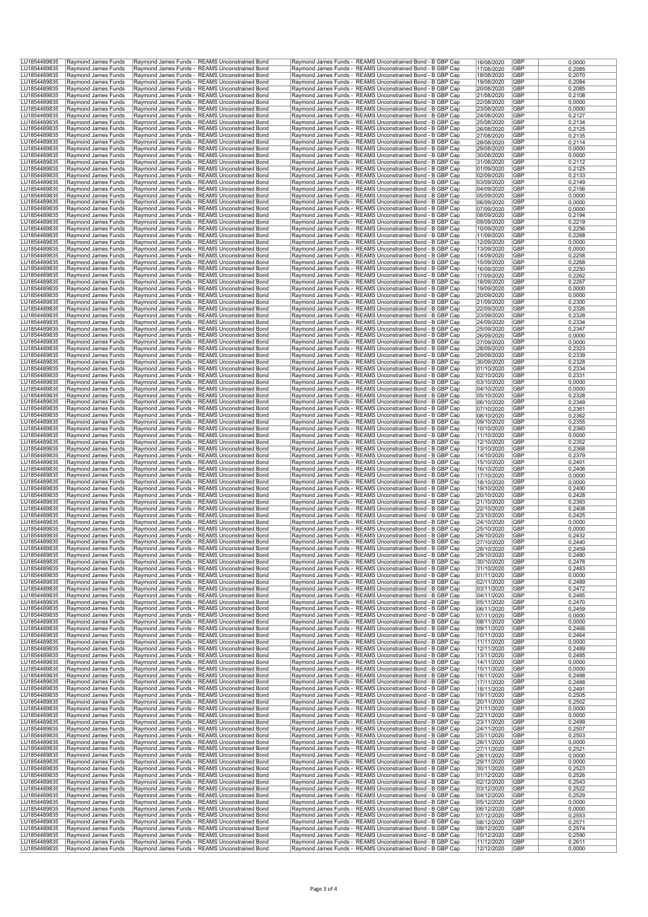| | | | | | | |
|---|---|---|---|---|---|---|
| LU1854489835 | Raymond James Funds | Raymond James Funds - REAMS Unconstrained Bond | Raymond James Funds - REAMS Unconstrained Bond - B GBP Cap | 16/08/2020 | GBP | 0,0000 |
| LU1854489835 | Raymond James Funds | Raymond James Funds - REAMS Unconstrained Bond | Raymond James Funds - REAMS Unconstrained Bond - B GBP Cap | 17/08/2020 | GBP | 0,2085 |
| LU1854489835 | Raymond James Funds | Raymond James Funds - REAMS Unconstrained Bond | Raymond James Funds - REAMS Unconstrained Bond - B GBP Cap | 18/08/2020 | GBP | 0,2070 |
| LU1854489835 | Raymond James Funds | Raymond James Funds - REAMS Unconstrained Bond | Raymond James Funds - REAMS Unconstrained Bond - B GBP Cap | 19/08/2020 | GBP | 0,2084 |
| LU1854489835 | Raymond James Funds | Raymond James Funds - REAMS Unconstrained Bond | Raymond James Funds - REAMS Unconstrained Bond - B GBP Cap | 20/08/2020 | GBP | 0,2085 |
| LU1854489835 | Raymond James Funds | Raymond James Funds - REAMS Unconstrained Bond | Raymond James Funds - REAMS Unconstrained Bond - B GBP Cap | 21/08/2020 | GBP | 0,2108 |
| LU1854489835 | Raymond James Funds | Raymond James Funds - REAMS Unconstrained Bond | Raymond James Funds - REAMS Unconstrained Bond - B GBP Cap | 22/08/2020 | GBP | 0,0000 |
| LU1854489835 | Raymond James Funds | Raymond James Funds - REAMS Unconstrained Bond | Raymond James Funds - REAMS Unconstrained Bond - B GBP Cap | 23/08/2020 | GBP | 0,0000 |
| LU1854489835 | Raymond James Funds | Raymond James Funds - REAMS Unconstrained Bond | Raymond James Funds - REAMS Unconstrained Bond - B GBP Cap | 24/08/2020 | GBP | 0,2127 |
| LU1854489835 | Raymond James Funds | Raymond James Funds - REAMS Unconstrained Bond | Raymond James Funds - REAMS Unconstrained Bond - B GBP Cap | 25/08/2020 | GBP | 0,2134 |
| LU1854489835 | Raymond James Funds | Raymond James Funds - REAMS Unconstrained Bond | Raymond James Funds - REAMS Unconstrained Bond - B GBP Cap | 26/08/2020 | GBP | 0,2125 |
| LU1854489835 | Raymond James Funds | Raymond James Funds - REAMS Unconstrained Bond | Raymond James Funds - REAMS Unconstrained Bond - B GBP Cap | 27/08/2020 | GBP | 0,2135 |
| LU1854489835 | Raymond James Funds | Raymond James Funds - REAMS Unconstrained Bond | Raymond James Funds - REAMS Unconstrained Bond - B GBP Cap | 28/08/2020 | GBP | 0,2114 |
| LU1854489835 | Raymond James Funds | Raymond James Funds - REAMS Unconstrained Bond | Raymond James Funds - REAMS Unconstrained Bond - B GBP Cap | 29/08/2020 | GBP | 0,0000 |
| LU1854489835 | Raymond James Funds | Raymond James Funds - REAMS Unconstrained Bond | Raymond James Funds - REAMS Unconstrained Bond - B GBP Cap | 30/08/2020 | GBP | 0,0000 |
| LU1854489835 | Raymond James Funds | Raymond James Funds - REAMS Unconstrained Bond | Raymond James Funds - REAMS Unconstrained Bond - B GBP Cap | 31/08/2020 | GBP | 0,2112 |
| LU1854489835 | Raymond James Funds | Raymond James Funds - REAMS Unconstrained Bond | Raymond James Funds - REAMS Unconstrained Bond - B GBP Cap | 01/09/2020 | GBP | 0,2125 |
| LU1854489835 | Raymond James Funds | Raymond James Funds - REAMS Unconstrained Bond | Raymond James Funds - REAMS Unconstrained Bond - B GBP Cap | 02/09/2020 | GBP | 0,2133 |
| LU1854489835 | Raymond James Funds | Raymond James Funds - REAMS Unconstrained Bond | Raymond James Funds - REAMS Unconstrained Bond - B GBP Cap | 03/09/2020 | GBP | 0,2149 |
| LU1854489835 | Raymond James Funds | Raymond James Funds - REAMS Unconstrained Bond | Raymond James Funds - REAMS Unconstrained Bond - B GBP Cap | 04/09/2020 | GBP | 0,2156 |
| LU1854489835 | Raymond James Funds | Raymond James Funds - REAMS Unconstrained Bond | Raymond James Funds - REAMS Unconstrained Bond - B GBP Cap | 05/09/2020 | GBP | 0,0000 |
| LU1854489835 | Raymond James Funds | Raymond James Funds - REAMS Unconstrained Bond | Raymond James Funds - REAMS Unconstrained Bond - B GBP Cap | 06/09/2020 | GBP | 0,0000 |
| LU1854489835 | Raymond James Funds | Raymond James Funds - REAMS Unconstrained Bond | Raymond James Funds - REAMS Unconstrained Bond - B GBP Cap | 07/09/2020 | GBP | 0,0000 |
| LU1854489835 | Raymond James Funds | Raymond James Funds - REAMS Unconstrained Bond | Raymond James Funds - REAMS Unconstrained Bond - B GBP Cap | 08/09/2020 | GBP | 0,2194 |
| LU1854489835 | Raymond James Funds | Raymond James Funds - REAMS Unconstrained Bond | Raymond James Funds - REAMS Unconstrained Bond - B GBP Cap | 09/09/2020 | GBP | 0,2219 |
| LU1854489835 | Raymond James Funds | Raymond James Funds - REAMS Unconstrained Bond | Raymond James Funds - REAMS Unconstrained Bond - B GBP Cap | 10/09/2020 | GBP | 0,2256 |
| LU1854489835 | Raymond James Funds | Raymond James Funds - REAMS Unconstrained Bond | Raymond James Funds - REAMS Unconstrained Bond - B GBP Cap | 11/09/2020 | GBP | 0,2268 |
| LU1854489835 | Raymond James Funds | Raymond James Funds - REAMS Unconstrained Bond | Raymond James Funds - REAMS Unconstrained Bond - B GBP Cap | 12/09/2020 | GBP | 0,0000 |
| LU1854489835 | Raymond James Funds | Raymond James Funds - REAMS Unconstrained Bond | Raymond James Funds - REAMS Unconstrained Bond - B GBP Cap | 13/09/2020 | GBP | 0,0000 |
| LU1854489835 | Raymond James Funds | Raymond James Funds - REAMS Unconstrained Bond | Raymond James Funds - REAMS Unconstrained Bond - B GBP Cap | 14/09/2020 | GBP | 0,2258 |
| LU1854489835 | Raymond James Funds | Raymond James Funds - REAMS Unconstrained Bond | Raymond James Funds - REAMS Unconstrained Bond - B GBP Cap | 15/09/2020 | GBP | 0,2268 |
| LU1854489835 | Raymond James Funds | Raymond James Funds - REAMS Unconstrained Bond | Raymond James Funds - REAMS Unconstrained Bond - B GBP Cap | 16/09/2020 | GBP | 0,2250 |
| LU1854489835 | Raymond James Funds | Raymond James Funds - REAMS Unconstrained Bond | Raymond James Funds - REAMS Unconstrained Bond - B GBP Cap | 17/09/2020 | GBP | 0,2262 |
| LU1854489835 | Raymond James Funds | Raymond James Funds - REAMS Unconstrained Bond | Raymond James Funds - REAMS Unconstrained Bond - B GBP Cap | 18/09/2020 | GBP | 0,2267 |
| LU1854489835 | Raymond James Funds | Raymond James Funds - REAMS Unconstrained Bond | Raymond James Funds - REAMS Unconstrained Bond - B GBP Cap | 19/09/2020 | GBP | 0,0000 |
| LU1854489835 | Raymond James Funds | Raymond James Funds - REAMS Unconstrained Bond | Raymond James Funds - REAMS Unconstrained Bond - B GBP Cap | 20/09/2020 | GBP | 0,0000 |
| LU1854489835 | Raymond James Funds | Raymond James Funds - REAMS Unconstrained Bond | Raymond James Funds - REAMS Unconstrained Bond - B GBP Cap | 21/09/2020 | GBP | 0,2300 |
| LU1854489835 | Raymond James Funds | Raymond James Funds - REAMS Unconstrained Bond | Raymond James Funds - REAMS Unconstrained Bond - B GBP Cap | 22/09/2020 | GBP | 0,2326 |
| LU1854489835 | Raymond James Funds | Raymond James Funds - REAMS Unconstrained Bond | Raymond James Funds - REAMS Unconstrained Bond - B GBP Cap | 23/09/2020 | GBP | 0,2328 |
| LU1854489835 | Raymond James Funds | Raymond James Funds - REAMS Unconstrained Bond | Raymond James Funds - REAMS Unconstrained Bond - B GBP Cap | 24/09/2020 | GBP | 0,2334 |
| LU1854489835 | Raymond James Funds | Raymond James Funds - REAMS Unconstrained Bond | Raymond James Funds - REAMS Unconstrained Bond - B GBP Cap | 25/09/2020 | GBP | 0,2347 |
| LU1854489835 | Raymond James Funds | Raymond James Funds - REAMS Unconstrained Bond | Raymond James Funds - REAMS Unconstrained Bond - B GBP Cap | 26/09/2020 | GBP | 0,0000 |
| LU1854489835 | Raymond James Funds | Raymond James Funds - REAMS Unconstrained Bond | Raymond James Funds - REAMS Unconstrained Bond - B GBP Cap | 27/09/2020 | GBP | 0,0000 |
| LU1854489835 | Raymond James Funds | Raymond James Funds - REAMS Unconstrained Bond | Raymond James Funds - REAMS Unconstrained Bond - B GBP Cap | 28/09/2020 | GBP | 0,2323 |
| LU1854489835 | Raymond James Funds | Raymond James Funds - REAMS Unconstrained Bond | Raymond James Funds - REAMS Unconstrained Bond - B GBP Cap | 29/09/2020 | GBP | 0,2339 |
| LU1854489835 | Raymond James Funds | Raymond James Funds - REAMS Unconstrained Bond | Raymond James Funds - REAMS Unconstrained Bond - B GBP Cap | 30/09/2020 | GBP | 0,2328 |
| LU1854489835 | Raymond James Funds | Raymond James Funds - REAMS Unconstrained Bond | Raymond James Funds - REAMS Unconstrained Bond - B GBP Cap | 01/10/2020 | GBP | 0,2334 |
| LU1854489835 | Raymond James Funds | Raymond James Funds - REAMS Unconstrained Bond | Raymond James Funds - REAMS Unconstrained Bond - B GBP Cap | 02/10/2020 | GBP | 0,2331 |
| LU1854489835 | Raymond James Funds | Raymond James Funds - REAMS Unconstrained Bond | Raymond James Funds - REAMS Unconstrained Bond - B GBP Cap | 03/10/2020 | GBP | 0,0000 |
| LU1854489835 | Raymond James Funds | Raymond James Funds - REAMS Unconstrained Bond | Raymond James Funds - REAMS Unconstrained Bond - B GBP Cap | 04/10/2020 | GBP | 0,0000 |
| LU1854489835 | Raymond James Funds | Raymond James Funds - REAMS Unconstrained Bond | Raymond James Funds - REAMS Unconstrained Bond - B GBP Cap | 05/10/2020 | GBP | 0,2328 |
| LU1854489835 | Raymond James Funds | Raymond James Funds - REAMS Unconstrained Bond | Raymond James Funds - REAMS Unconstrained Bond - B GBP Cap | 06/10/2020 | GBP | 0,2349 |
| LU1854489835 | Raymond James Funds | Raymond James Funds - REAMS Unconstrained Bond | Raymond James Funds - REAMS Unconstrained Bond - B GBP Cap | 07/10/2020 | GBP | 0,2361 |
| LU1854489835 | Raymond James Funds | Raymond James Funds - REAMS Unconstrained Bond | Raymond James Funds - REAMS Unconstrained Bond - B GBP Cap | 08/10/2020 | GBP | 0,2362 |
| LU1854489835 | Raymond James Funds | Raymond James Funds - REAMS Unconstrained Bond | Raymond James Funds - REAMS Unconstrained Bond - B GBP Cap | 09/10/2020 | GBP | 0,2355 |
| LU1854489835 | Raymond James Funds | Raymond James Funds - REAMS Unconstrained Bond | Raymond James Funds - REAMS Unconstrained Bond - B GBP Cap | 10/10/2020 | GBP | 0,2360 |
| LU1854489835 | Raymond James Funds | Raymond James Funds - REAMS Unconstrained Bond | Raymond James Funds - REAMS Unconstrained Bond - B GBP Cap | 11/10/2020 | GBP | 0,0000 |
| LU1854489835 | Raymond James Funds | Raymond James Funds - REAMS Unconstrained Bond | Raymond James Funds - REAMS Unconstrained Bond - B GBP Cap | 12/10/2020 | GBP | 0,2352 |
| LU1854489835 | Raymond James Funds | Raymond James Funds - REAMS Unconstrained Bond | Raymond James Funds - REAMS Unconstrained Bond - B GBP Cap | 13/10/2020 | GBP | 0,2368 |
| LU1854489835 | Raymond James Funds | Raymond James Funds - REAMS Unconstrained Bond | Raymond James Funds - REAMS Unconstrained Bond - B GBP Cap | 14/10/2020 | GBP | 0,2379 |
| LU1854489835 | Raymond James Funds | Raymond James Funds - REAMS Unconstrained Bond | Raymond James Funds - REAMS Unconstrained Bond - B GBP Cap | 15/10/2020 | GBP | 0,2401 |
| LU1854489835 | Raymond James Funds | Raymond James Funds - REAMS Unconstrained Bond | Raymond James Funds - REAMS Unconstrained Bond - B GBP Cap | 16/10/2020 | GBP | 0,2406 |
| LU1854489835 | Raymond James Funds | Raymond James Funds - REAMS Unconstrained Bond | Raymond James Funds - REAMS Unconstrained Bond - B GBP Cap | 17/10/2020 | GBP | 0,0000 |
| LU1854489835 | Raymond James Funds | Raymond James Funds - REAMS Unconstrained Bond | Raymond James Funds - REAMS Unconstrained Bond - B GBP Cap | 18/10/2020 | GBP | 0,0000 |
| LU1854489835 | Raymond James Funds | Raymond James Funds - REAMS Unconstrained Bond | Raymond James Funds - REAMS Unconstrained Bond - B GBP Cap | 19/10/2020 | GBP | 0,2400 |
| LU1854489835 | Raymond James Funds | Raymond James Funds - REAMS Unconstrained Bond | Raymond James Funds - REAMS Unconstrained Bond - B GBP Cap | 20/10/2020 | GBP | 0,2428 |
| LU1854489835 | Raymond James Funds | Raymond James Funds - REAMS Unconstrained Bond | Raymond James Funds - REAMS Unconstrained Bond - B GBP Cap | 21/10/2020 | GBP | 0,2393 |
| LU1854489835 | Raymond James Funds | Raymond James Funds - REAMS Unconstrained Bond | Raymond James Funds - REAMS Unconstrained Bond - B GBP Cap | 22/10/2020 | GBP | 0,2408 |
| LU1854489835 | Raymond James Funds | Raymond James Funds - REAMS Unconstrained Bond | Raymond James Funds - REAMS Unconstrained Bond - B GBP Cap | 23/10/2020 | GBP | 0,2425 |
| LU1854489835 | Raymond James Funds | Raymond James Funds - REAMS Unconstrained Bond | Raymond James Funds - REAMS Unconstrained Bond - B GBP Cap | 24/10/2020 | GBP | 0,0000 |
| LU1854489835 | Raymond James Funds | Raymond James Funds - REAMS Unconstrained Bond | Raymond James Funds - REAMS Unconstrained Bond - B GBP Cap | 25/10/2020 | GBP | 0,0000 |
| LU1854489835 | Raymond James Funds | Raymond James Funds - REAMS Unconstrained Bond | Raymond James Funds - REAMS Unconstrained Bond - B GBP Cap | 26/10/2020 | GBP | 0,2432 |
| LU1854489835 | Raymond James Funds | Raymond James Funds - REAMS Unconstrained Bond | Raymond James Funds - REAMS Unconstrained Bond - B GBP Cap | 27/10/2020 | GBP | 0,2440 |
| LU1854489835 | Raymond James Funds | Raymond James Funds - REAMS Unconstrained Bond | Raymond James Funds - REAMS Unconstrained Bond - B GBP Cap | 28/10/2020 | GBP | 0,2459 |
| LU1854489835 | Raymond James Funds | Raymond James Funds - REAMS Unconstrained Bond | Raymond James Funds - REAMS Unconstrained Bond - B GBP Cap | 29/10/2020 | GBP | 0,2480 |
| LU1854489835 | Raymond James Funds | Raymond James Funds - REAMS Unconstrained Bond | Raymond James Funds - REAMS Unconstrained Bond - B GBP Cap | 30/10/2020 | GBP | 0,2478 |
| LU1854489835 | Raymond James Funds | Raymond James Funds - REAMS Unconstrained Bond | Raymond James Funds - REAMS Unconstrained Bond - B GBP Cap | 31/10/2020 | GBP | 0,2483 |
| LU1854489835 | Raymond James Funds | Raymond James Funds - REAMS Unconstrained Bond | Raymond James Funds - REAMS Unconstrained Bond - B GBP Cap | 01/11/2020 | GBP | 0,0000 |
| LU1854489835 | Raymond James Funds | Raymond James Funds - REAMS Unconstrained Bond | Raymond James Funds - REAMS Unconstrained Bond - B GBP Cap | 02/11/2020 | GBP | 0,2489 |
| LU1854489835 | Raymond James Funds | Raymond James Funds - REAMS Unconstrained Bond | Raymond James Funds - REAMS Unconstrained Bond - B GBP Cap | 03/11/2020 | GBP | 0,2472 |
| LU1854489835 | Raymond James Funds | Raymond James Funds - REAMS Unconstrained Bond | Raymond James Funds - REAMS Unconstrained Bond - B GBP Cap | 04/11/2020 | GBP | 0,2485 |
| LU1854489835 | Raymond James Funds | Raymond James Funds - REAMS Unconstrained Bond | Raymond James Funds - REAMS Unconstrained Bond - B GBP Cap | 05/11/2020 | GBP | 0,2470 |
| LU1854489835 | Raymond James Funds | Raymond James Funds - REAMS Unconstrained Bond | Raymond James Funds - REAMS Unconstrained Bond - B GBP Cap | 06/11/2020 | GBP | 0,2459 |
| LU1854489835 | Raymond James Funds | Raymond James Funds - REAMS Unconstrained Bond | Raymond James Funds - REAMS Unconstrained Bond - B GBP Cap | 07/11/2020 | GBP | 0,0000 |
| LU1854489835 | Raymond James Funds | Raymond James Funds - REAMS Unconstrained Bond | Raymond James Funds - REAMS Unconstrained Bond - B GBP Cap | 08/11/2020 | GBP | 0,0000 |
| LU1854489835 | Raymond James Funds | Raymond James Funds - REAMS Unconstrained Bond | Raymond James Funds - REAMS Unconstrained Bond - B GBP Cap | 09/11/2020 | GBP | 0,2466 |
| LU1854489835 | Raymond James Funds | Raymond James Funds - REAMS Unconstrained Bond | Raymond James Funds - REAMS Unconstrained Bond - B GBP Cap | 10/11/2020 | GBP | 0,2464 |
| LU1854489835 | Raymond James Funds | Raymond James Funds - REAMS Unconstrained Bond | Raymond James Funds - REAMS Unconstrained Bond - B GBP Cap | 11/11/2020 | GBP | 0,0000 |
| LU1854489835 | Raymond James Funds | Raymond James Funds - REAMS Unconstrained Bond | Raymond James Funds - REAMS Unconstrained Bond - B GBP Cap | 12/11/2020 | GBP | 0,2489 |
| LU1854489835 | Raymond James Funds | Raymond James Funds - REAMS Unconstrained Bond | Raymond James Funds - REAMS Unconstrained Bond - B GBP Cap | 13/11/2020 | GBP | 0,2485 |
| LU1854489835 | Raymond James Funds | Raymond James Funds - REAMS Unconstrained Bond | Raymond James Funds - REAMS Unconstrained Bond - B GBP Cap | 14/11/2020 | GBP | 0,0000 |
| LU1854489835 | Raymond James Funds | Raymond James Funds - REAMS Unconstrained Bond | Raymond James Funds - REAMS Unconstrained Bond - B GBP Cap | 15/11/2020 | GBP | 0,0000 |
| LU1854489835 | Raymond James Funds | Raymond James Funds - REAMS Unconstrained Bond | Raymond James Funds - REAMS Unconstrained Bond - B GBP Cap | 16/11/2020 | GBP | 0,2488 |
| LU1854489835 | Raymond James Funds | Raymond James Funds - REAMS Unconstrained Bond | Raymond James Funds - REAMS Unconstrained Bond - B GBP Cap | 17/11/2020 | GBP | 0,2488 |
| LU1854489835 | Raymond James Funds | Raymond James Funds - REAMS Unconstrained Bond | Raymond James Funds - REAMS Unconstrained Bond - B GBP Cap | 18/11/2020 | GBP | 0,2491 |
| LU1854489835 | Raymond James Funds | Raymond James Funds - REAMS Unconstrained Bond | Raymond James Funds - REAMS Unconstrained Bond - B GBP Cap | 19/11/2020 | GBP | 0,2505 |
| LU1854489835 | Raymond James Funds | Raymond James Funds - REAMS Unconstrained Bond | Raymond James Funds - REAMS Unconstrained Bond - B GBP Cap | 20/11/2020 | GBP | 0,2502 |
| LU1854489835 | Raymond James Funds | Raymond James Funds - REAMS Unconstrained Bond | Raymond James Funds - REAMS Unconstrained Bond - B GBP Cap | 21/11/2020 | GBP | 0,0000 |
| LU1854489835 | Raymond James Funds | Raymond James Funds - REAMS Unconstrained Bond | Raymond James Funds - REAMS Unconstrained Bond - B GBP Cap | 22/11/2020 | GBP | 0,0000 |
| LU1854489835 | Raymond James Funds | Raymond James Funds - REAMS Unconstrained Bond | Raymond James Funds - REAMS Unconstrained Bond - B GBP Cap | 23/11/2020 | GBP | 0,2499 |
| LU1854489835 | Raymond James Funds | Raymond James Funds - REAMS Unconstrained Bond | Raymond James Funds - REAMS Unconstrained Bond - B GBP Cap | 24/11/2020 | GBP | 0,2507 |
| LU1854489835 | Raymond James Funds | Raymond James Funds - REAMS Unconstrained Bond | Raymond James Funds - REAMS Unconstrained Bond - B GBP Cap | 25/11/2020 | GBP | 0,2503 |
| LU1854489835 | Raymond James Funds | Raymond James Funds - REAMS Unconstrained Bond | Raymond James Funds - REAMS Unconstrained Bond - B GBP Cap | 26/11/2020 | GBP | 0,0000 |
| LU1854489835 | Raymond James Funds | Raymond James Funds - REAMS Unconstrained Bond | Raymond James Funds - REAMS Unconstrained Bond - B GBP Cap | 27/11/2020 | GBP | 0,2521 |
| LU1854489835 | Raymond James Funds | Raymond James Funds - REAMS Unconstrained Bond | Raymond James Funds - REAMS Unconstrained Bond - B GBP Cap | 28/11/2020 | GBP | 0,0000 |
| LU1854489835 | Raymond James Funds | Raymond James Funds - REAMS Unconstrained Bond | Raymond James Funds - REAMS Unconstrained Bond - B GBP Cap | 29/11/2020 | GBP | 0,0000 |
| LU1854489835 | Raymond James Funds | Raymond James Funds - REAMS Unconstrained Bond | Raymond James Funds - REAMS Unconstrained Bond - B GBP Cap | 30/11/2020 | GBP | 0,2523 |
| LU1854489835 | Raymond James Funds | Raymond James Funds - REAMS Unconstrained Bond | Raymond James Funds - REAMS Unconstrained Bond - B GBP Cap | 01/12/2020 | GBP | 0,2526 |
| LU1854489835 | Raymond James Funds | Raymond James Funds - REAMS Unconstrained Bond | Raymond James Funds - REAMS Unconstrained Bond - B GBP Cap | 02/12/2020 | GBP | 0,2543 |
| LU1854489835 | Raymond James Funds | Raymond James Funds - REAMS Unconstrained Bond | Raymond James Funds - REAMS Unconstrained Bond - B GBP Cap | 03/12/2020 | GBP | 0,2522 |
| LU1854489835 | Raymond James Funds | Raymond James Funds - REAMS Unconstrained Bond | Raymond James Funds - REAMS Unconstrained Bond - B GBP Cap | 04/12/2020 | GBP | 0,2529 |
| LU1854489835 | Raymond James Funds | Raymond James Funds - REAMS Unconstrained Bond | Raymond James Funds - REAMS Unconstrained Bond - B GBP Cap | 05/12/2020 | GBP | 0,0000 |
| LU1854489835 | Raymond James Funds | Raymond James Funds - REAMS Unconstrained Bond | Raymond James Funds - REAMS Unconstrained Bond - B GBP Cap | 06/12/2020 | GBP | 0,0000 |
| LU1854489835 | Raymond James Funds | Raymond James Funds - REAMS Unconstrained Bond | Raymond James Funds - REAMS Unconstrained Bond - B GBP Cap | 07/12/2020 | GBP | 0,2553 |
| LU1854489835 | Raymond James Funds | Raymond James Funds - REAMS Unconstrained Bond | Raymond James Funds - REAMS Unconstrained Bond - B GBP Cap | 08/12/2020 | GBP | 0,2571 |
| LU1854489835 | Raymond James Funds | Raymond James Funds - REAMS Unconstrained Bond | Raymond James Funds - REAMS Unconstrained Bond - B GBP Cap | 09/12/2020 | GBP | 0,2574 |
| LU1854489835 | Raymond James Funds | Raymond James Funds - REAMS Unconstrained Bond | Raymond James Funds - REAMS Unconstrained Bond - B GBP Cap | 10/12/2020 | GBP | 0,2590 |
| LU1854489835 | Raymond James Funds | Raymond James Funds - REAMS Unconstrained Bond | Raymond James Funds - REAMS Unconstrained Bond - B GBP Cap | 11/12/2020 | GBP | 0,2611 |
| LU1854489835 | Raymond James Funds | Raymond James Funds - REAMS Unconstrained Bond | Raymond James Funds - REAMS Unconstrained Bond - B GBP Cap | 12/12/2020 | GBP | 0,0000 |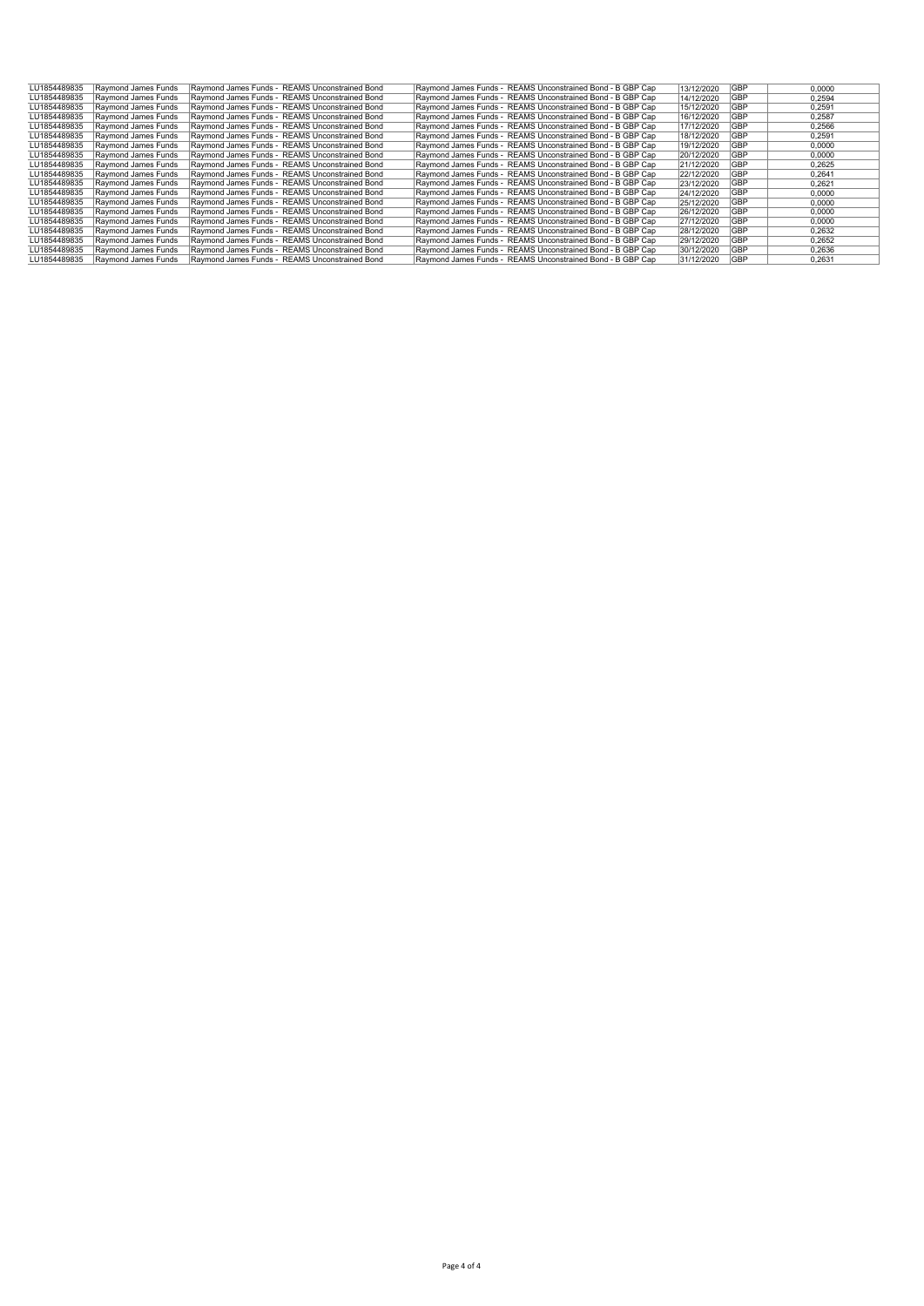| | | | | | | |
|---|---|---|---|---|---|---|
| LU1854489835 | Raymond James Funds | Raymond James Funds - REAMS Unconstrained Bond | Raymond James Funds - REAMS Unconstrained Bond - B GBP Cap | 13/12/2020 | GBP | 0,0000 |
| LU1854489835 | Raymond James Funds | Raymond James Funds - REAMS Unconstrained Bond | Raymond James Funds - REAMS Unconstrained Bond - B GBP Cap | 14/12/2020 | GBP | 0,2594 |
| LU1854489835 | Raymond James Funds | Raymond James Funds - REAMS Unconstrained Bond | Raymond James Funds - REAMS Unconstrained Bond - B GBP Cap | 15/12/2020 | GBP | 0,2591 |
| LU1854489835 | Raymond James Funds | Raymond James Funds - REAMS Unconstrained Bond | Raymond James Funds - REAMS Unconstrained Bond - B GBP Cap | 16/12/2020 | GBP | 0,2587 |
| LU1854489835 | Raymond James Funds | Raymond James Funds - REAMS Unconstrained Bond | Raymond James Funds - REAMS Unconstrained Bond - B GBP Cap | 17/12/2020 | GBP | 0,2566 |
| LU1854489835 | Raymond James Funds | Raymond James Funds - REAMS Unconstrained Bond | Raymond James Funds - REAMS Unconstrained Bond - B GBP Cap | 18/12/2020 | GBP | 0,2591 |
| LU1854489835 | Raymond James Funds | Raymond James Funds - REAMS Unconstrained Bond | Raymond James Funds - REAMS Unconstrained Bond - B GBP Cap | 19/12/2020 | GBP | 0,0000 |
| LU1854489835 | Raymond James Funds | Raymond James Funds - REAMS Unconstrained Bond | Raymond James Funds - REAMS Unconstrained Bond - B GBP Cap | 20/12/2020 | GBP | 0,0000 |
| LU1854489835 | Raymond James Funds | Raymond James Funds - REAMS Unconstrained Bond | Raymond James Funds - REAMS Unconstrained Bond - B GBP Cap | 21/12/2020 | GBP | 0,2625 |
| LU1854489835 | Raymond James Funds | Raymond James Funds - REAMS Unconstrained Bond | Raymond James Funds - REAMS Unconstrained Bond - B GBP Cap | 22/12/2020 | GBP | 0,2641 |
| LU1854489835 | Raymond James Funds | Raymond James Funds - REAMS Unconstrained Bond | Raymond James Funds - REAMS Unconstrained Bond - B GBP Cap | 23/12/2020 | GBP | 0,2621 |
| LU1854489835 | Raymond James Funds | Raymond James Funds - REAMS Unconstrained Bond | Raymond James Funds - REAMS Unconstrained Bond - B GBP Cap | 24/12/2020 | GBP | 0,0000 |
| LU1854489835 | Raymond James Funds | Raymond James Funds - REAMS Unconstrained Bond | Raymond James Funds - REAMS Unconstrained Bond - B GBP Cap | 25/12/2020 | GBP | 0,0000 |
| LU1854489835 | Raymond James Funds | Raymond James Funds - REAMS Unconstrained Bond | Raymond James Funds - REAMS Unconstrained Bond - B GBP Cap | 26/12/2020 | GBP | 0,0000 |
| LU1854489835 | Raymond James Funds | Raymond James Funds - REAMS Unconstrained Bond | Raymond James Funds - REAMS Unconstrained Bond - B GBP Cap | 27/12/2020 | GBP | 0,0000 |
| LU1854489835 | Raymond James Funds | Raymond James Funds - REAMS Unconstrained Bond | Raymond James Funds - REAMS Unconstrained Bond - B GBP Cap | 28/12/2020 | GBP | 0,2632 |
| LU1854489835 | Raymond James Funds | Raymond James Funds - REAMS Unconstrained Bond | Raymond James Funds - REAMS Unconstrained Bond - B GBP Cap | 29/12/2020 | GBP | 0,2652 |
| LU1854489835 | Raymond James Funds | Raymond James Funds - REAMS Unconstrained Bond | Raymond James Funds - REAMS Unconstrained Bond - B GBP Cap | 30/12/2020 | GBP | 0,2636 |
| LU1854489835 | Raymond James Funds | Raymond James Funds - REAMS Unconstrained Bond | Raymond James Funds - REAMS Unconstrained Bond - B GBP Cap | 31/12/2020 | GBP | 0,2631 |